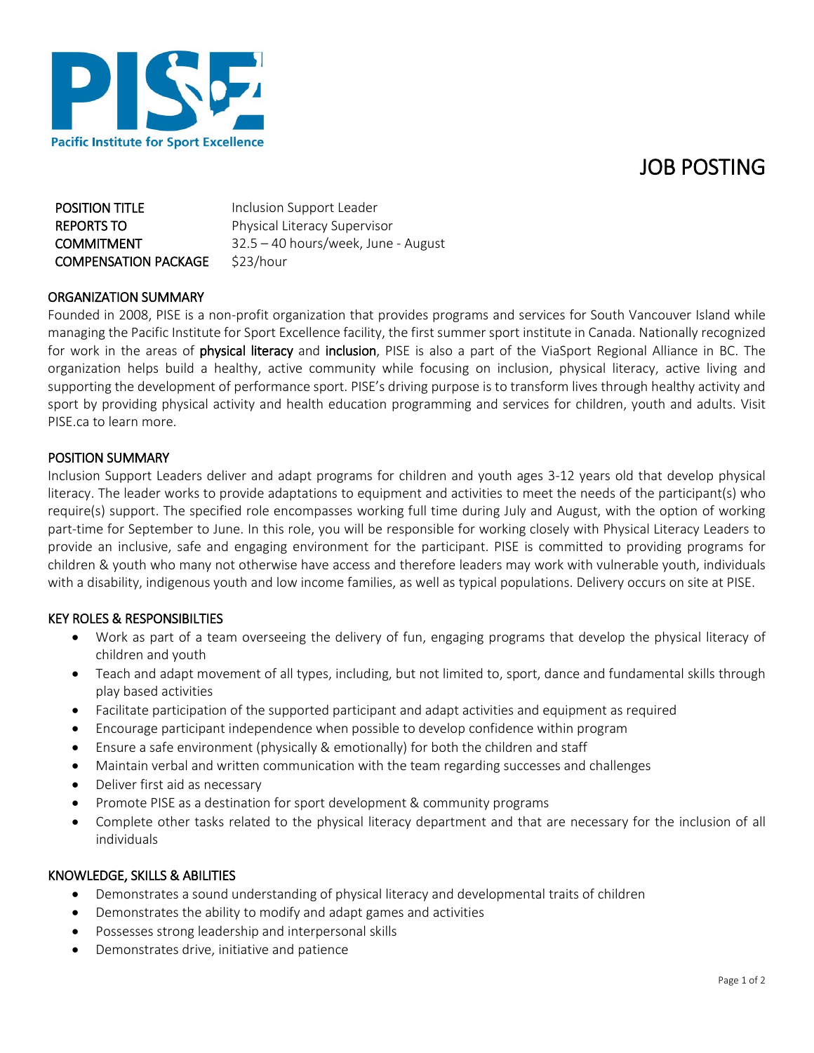Pacific Institute for Sport Excellence

# JOB POSTING

| | |
|---|---|
| **POSITION TITLE** | Inclusion Support Leader |
| **REPORTS TO** | Physical Literacy Supervisor |
| **COMMITMENT** | 32.5 – 40 hours/week, June - August |
| **COMPENSATION PACKAGE** | $23/hour |

## ORGANIZATION SUMMARY

Founded in 2008, PISE is a non-profit organization that provides programs and services for South Vancouver Island while managing the Pacific Institute for Sport Excellence facility, the first summer sport institute in Canada. Nationally recognized for work in the areas of **physical literacy** and **inclusion**, PISE is also a part of the ViaSport Regional Alliance in BC. The organization helps build a healthy, active community while focusing on inclusion, physical literacy, active living and supporting the development of performance sport. PISE's driving purpose is to transform lives through healthy activity and sport by providing physical activity and health education programming and services for children, youth and adults. Visit PISE.ca to learn more.

## POSITION SUMMARY

Inclusion Support Leaders deliver and adapt programs for children and youth ages 3-12 years old that develop physical literacy. The leader works to provide adaptations to equipment and activities to meet the needs of the participant(s) who require(s) support. The specified role encompasses working full time during July and August, with the option of working part-time for September to June. In this role, you will be responsible for working closely with Physical Literacy Leaders to provide an inclusive, safe and engaging environment for the participant. PISE is committed to providing programs for children & youth who many not otherwise have access and therefore leaders may work with vulnerable youth, individuals with a disability, indigenous youth and low income families, as well as typical populations. Delivery occurs on site at PISE.

## KEY ROLES & RESPONSIBILTIES

- Work as part of a team overseeing the delivery of fun, engaging programs that develop the physical literacy of children and youth
- Teach and adapt movement of all types, including, but not limited to, sport, dance and fundamental skills through play based activities
- Facilitate participation of the supported participant and adapt activities and equipment as required
- Encourage participant independence when possible to develop confidence within program
- Ensure a safe environment (physically & emotionally) for both the children and staff
- Maintain verbal and written communication with the team regarding successes and challenges
- Deliver first aid as necessary
- Promote PISE as a destination for sport development & community programs
- Complete other tasks related to the physical literacy department and that are necessary for the inclusion of all individuals

## KNOWLEDGE, SKILLS & ABILITIES

- Demonstrates a sound understanding of physical literacy and developmental traits of children
- Demonstrates the ability to modify and adapt games and activities
- Possesses strong leadership and interpersonal skills
- Demonstrates drive, initiative and patience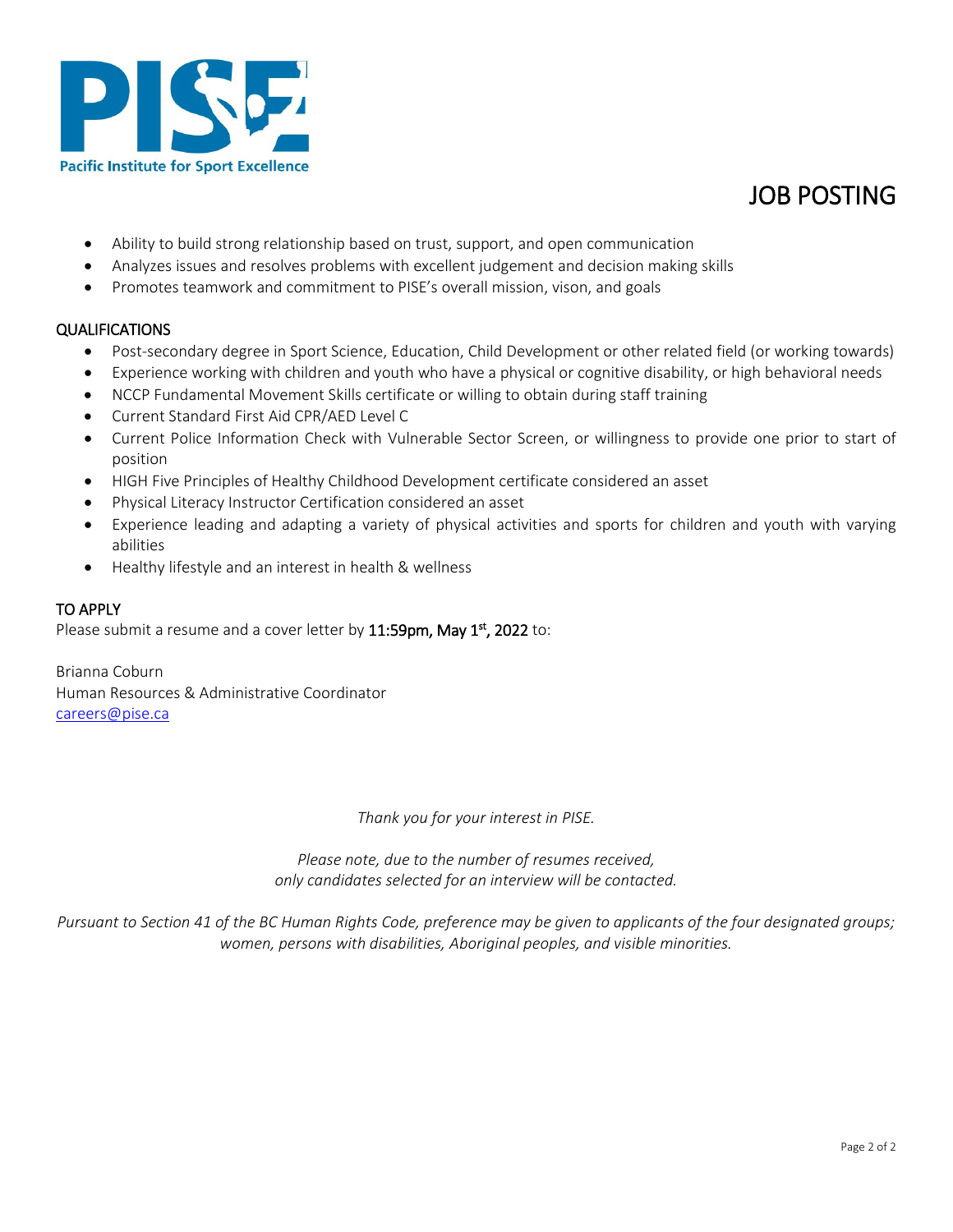# JOB POSTING

- Ability to build strong relationship based on trust, support, and open communication
- Analyzes issues and resolves problems with excellent judgement and decision making skills
- Promotes teamwork and commitment to PISE's overall mission, vison, and goals

## QUALIFICATIONS

- Post-secondary degree in Sport Science, Education, Child Development or other related field (or working towards)
- Experience working with children and youth who have a physical or cognitive disability, or high behavioral needs
- NCCP Fundamental Movement Skills certificate or willing to obtain during staff training
- Current Standard First Aid CPR/AED Level C
- Current Police Information Check with Vulnerable Sector Screen, or willingness to provide one prior to start of position
- HIGH Five Principles of Healthy Childhood Development certificate considered an asset
- Physical Literacy Instructor Certification considered an asset
- Experience leading and adapting a variety of physical activities and sports for children and youth with varying abilities
- Healthy lifestyle and an interest in health & wellness

## TO APPLY

Please submit a resume and a cover letter by **11:59pm, May 1st, 2022** to:

Brianna Coburn
Human Resources & Administrative Coordinator
careers@pise.ca

*Thank you for your interest in PISE.*

*Please note, due to the number of resumes received,*
*only candidates selected for an interview will be contacted.*

*Pursuant to Section 41 of the BC Human Rights Code, preference may be given to applicants of the four designated groups; women, persons with disabilities, Aboriginal peoples, and visible minorities.*